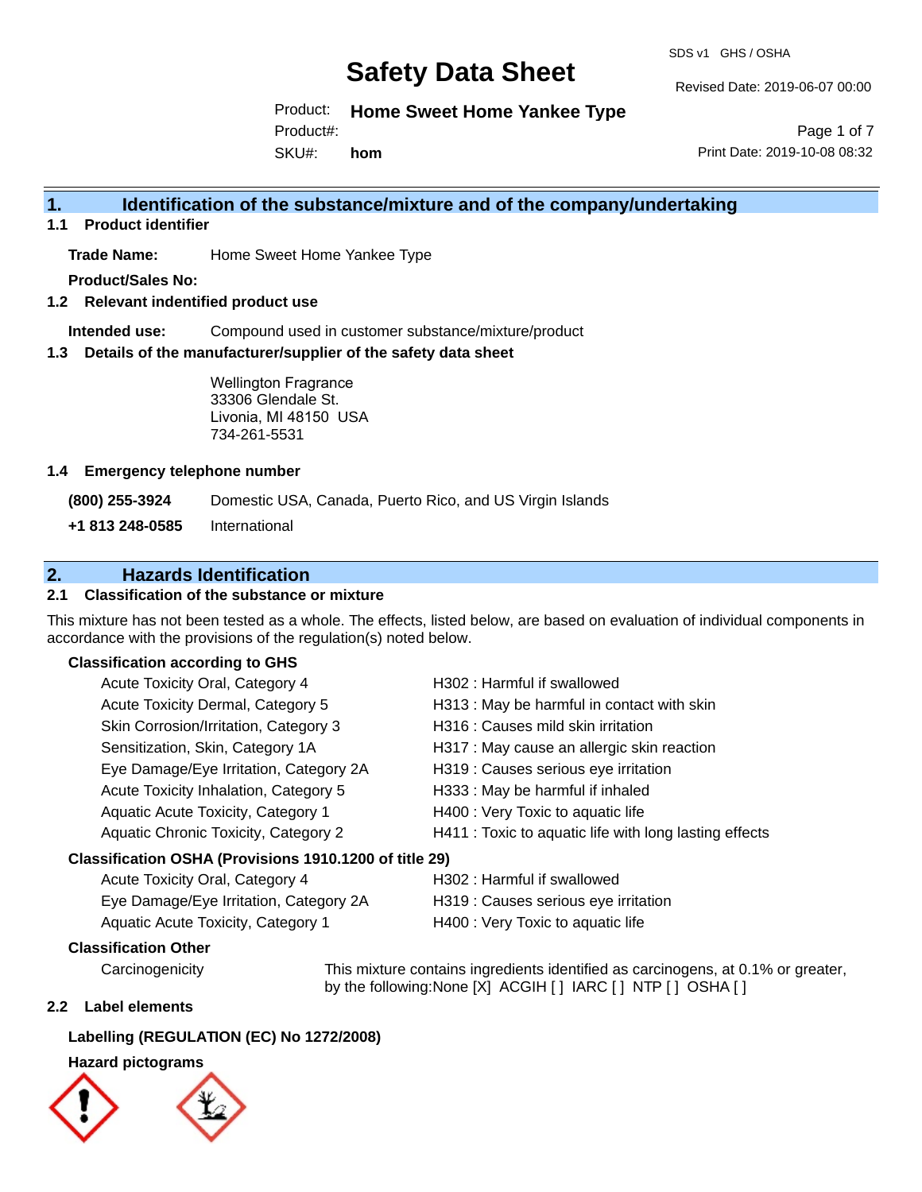# Safety Data Sheet

SDS v1 GHS / OSHA

Revised Date: 2019-06-07 00:00

Product: **Home Sweet Home Yankee Type**
Product#:
SKU#: **hom**

Print Date: 2019-10-08 08:32

## 1. Identification of the substance/mixture and of the company/undertaking

### 1.1 Product identifier

**Trade Name:** Home Sweet Home Yankee Type

**Product/Sales No:**

### 1.2 Relevant indentified product use

**Intended use:** Compound used in customer substance/mixture/product

### 1.3 Details of the manufacturer/supplier of the safety data sheet

Wellington Fragrance
33306 Glendale St.
Livonia, MI 48150 USA
734-261-5531

### 1.4 Emergency telephone number

**(800) 255-3924** Domestic USA, Canada, Puerto Rico, and US Virgin Islands

**+1 813 248-0585** International

## 2. Hazards Identification

### 2.1 Classification of the substance or mixture

This mixture has not been tested as a whole. The effects, listed below, are based on evaluation of individual components in accordance with the provisions of the regulation(s) noted below.

**Classification according to GHS**

| | |
|---|---|
| Acute Toxicity Oral, Category 4 | H302 : Harmful if swallowed |
| Acute Toxicity Dermal, Category 5 | H313 : May be harmful in contact with skin |
| Skin Corrosion/Irritation, Category 3 | H316 : Causes mild skin irritation |
| Sensitization, Skin, Category 1A | H317 : May cause an allergic skin reaction |
| Eye Damage/Eye Irritation, Category 2A | H319 : Causes serious eye irritation |
| Acute Toxicity Inhalation, Category 5 | H333 : May be harmful if inhaled |
| Aquatic Acute Toxicity, Category 1 | H400 : Very Toxic to aquatic life |
| Aquatic Chronic Toxicity, Category 2 | H411 : Toxic to aquatic life with long lasting effects |

**Classification OSHA (Provisions 1910.1200 of title 29)**

| | |
|---|---|
| Acute Toxicity Oral, Category 4 | H302 : Harmful if swallowed |
| Eye Damage/Eye Irritation, Category 2A | H319 : Causes serious eye irritation |
| Aquatic Acute Toxicity, Category 1 | H400 : Very Toxic to aquatic life |

**Classification Other**

Carcinogenicity — This mixture contains ingredients identified as carcinogens, at 0.1% or greater, by the following:None [X] ACGIH [ ] IARC [ ] NTP [ ] OSHA [ ]

### 2.2 Label elements

**Labelling (REGULATION (EC) No 1272/2008)**

**Hazard pictograms**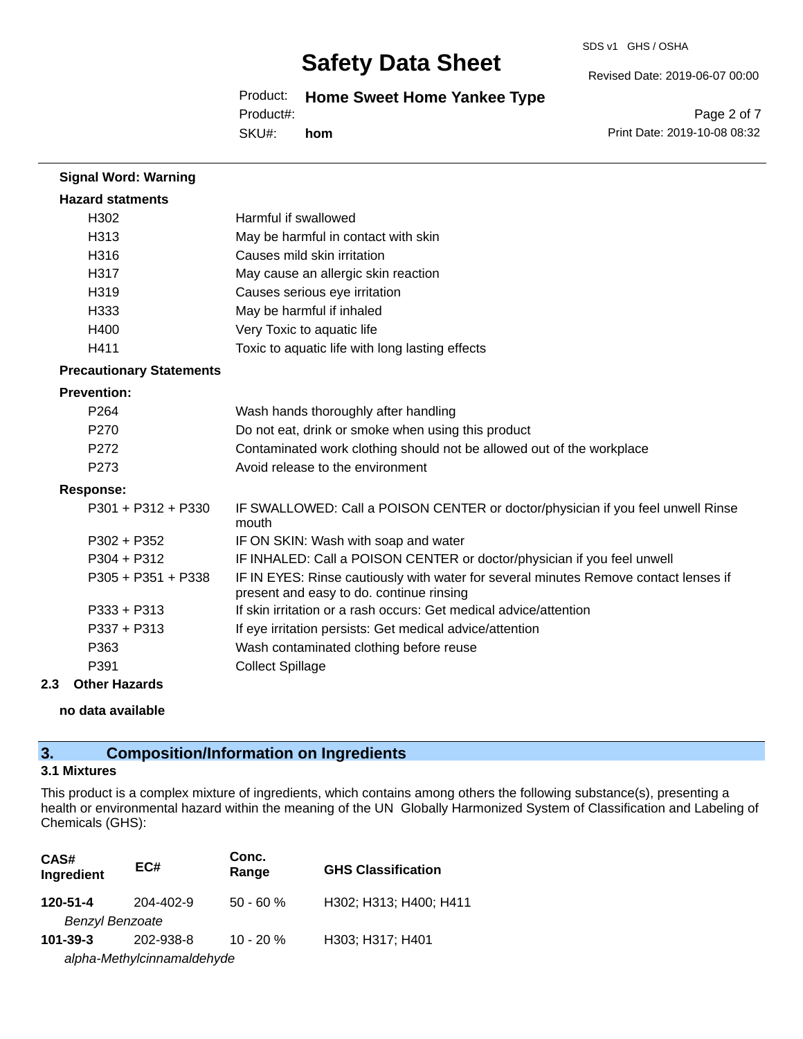**Signal Word: Warning**

**Hazard statments**

| | |
|---|---|
| H302 | Harmful if swallowed |
| H313 | May be harmful in contact with skin |
| H316 | Causes mild skin irritation |
| H317 | May cause an allergic skin reaction |
| H319 | Causes serious eye irritation |
| H333 | May be harmful if inhaled |
| H400 | Very Toxic to aquatic life |
| H411 | Toxic to aquatic life with long lasting effects |

**Precautionary Statements**

**Prevention:**

| | |
|---|---|
| P264 | Wash hands thoroughly after handling |
| P270 | Do not eat, drink or smoke when using this product |
| P272 | Contaminated work clothing should not be allowed out of the workplace |
| P273 | Avoid release to the environment |

**Response:**

| | |
|---|---|
| P301 + P312 + P330 | IF SWALLOWED: Call a POISON CENTER or doctor/physician if you feel unwell Rinse mouth |
| P302 + P352 | IF ON SKIN: Wash with soap and water |
| P304 + P312 | IF INHALED: Call a POISON CENTER or doctor/physician if you feel unwell |
| P305 + P351 + P338 | IF IN EYES: Rinse cautiously with water for several minutes Remove contact lenses if present and easy to do. continue rinsing |
| P333 + P313 | If skin irritation or a rash occurs: Get medical advice/attention |
| P337 + P313 | If eye irritation persists: Get medical advice/attention |
| P363 | Wash contaminated clothing before reuse |
| P391 | Collect Spillage |

**2.3 Other Hazards**

**no data available**

## 3. Composition/Information on Ingredients

### 3.1 Mixtures

This product is a complex mixture of ingredients, which contains among others the following substance(s), presenting a health or environmental hazard within the meaning of the UN Globally Harmonized System of Classification and Labeling of Chemicals (GHS):

| CAS# Ingredient | EC# | Conc. Range | GHS Classification |
|---|---|---|---|
| **120-51-4** | 204-402-9 | 50 - 60 % | H302; H313; H400; H411 |
| *Benzyl Benzoate* | | | |
| **101-39-3** | 202-938-8 | 10 - 20 % | H303; H317; H401 |
| *alpha-Methylcinnamaldehyde* | | | |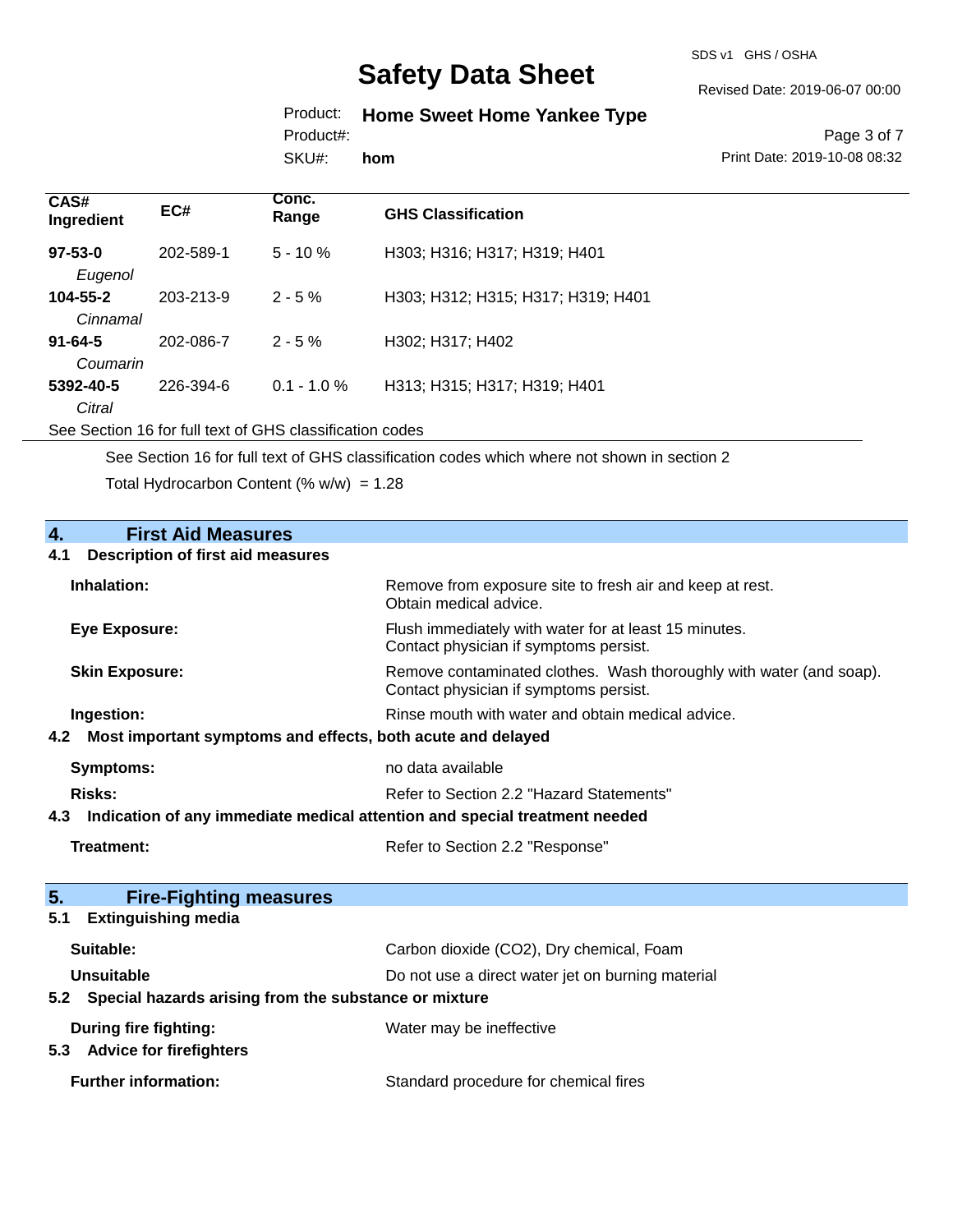| CAS# Ingredient | EC# | Conc. Range | GHS Classification |
|---|---|---|---|
| **97-53-0** *Eugenol* | 202-589-1 | 5 - 10 % | H303; H316; H317; H319; H401 |
| **104-55-2** *Cinnamal* | 203-213-9 | 2 - 5 % | H303; H312; H315; H317; H319; H401 |
| **91-64-5** *Coumarin* | 202-086-7 | 2 - 5 % | H302; H317; H402 |
| **5392-40-5** *Citral* | 226-394-6 | 0.1 - 1.0 % | H313; H315; H317; H319; H401 |

See Section 16 for full text of GHS classification codes

See Section 16 for full text of GHS classification codes which where not shown in section 2

Total Hydrocarbon Content (% w/w) = 1.28

## 4. First Aid Measures

### 4.1 Description of first aid measures

**Inhalation:** Remove from exposure site to fresh air and keep at rest. Obtain medical advice.

**Eye Exposure:** Flush immediately with water for at least 15 minutes. Contact physician if symptoms persist.

**Skin Exposure:** Remove contaminated clothes. Wash thoroughly with water (and soap). Contact physician if symptoms persist.

**Ingestion:** Rinse mouth with water and obtain medical advice.

### 4.2 Most important symptoms and effects, both acute and delayed

**Symptoms:** no data available

**Risks:** Refer to Section 2.2 "Hazard Statements"

### 4.3 Indication of any immediate medical attention and special treatment needed

**Treatment:** Refer to Section 2.2 "Response"

## 5. Fire-Fighting measures

### 5.1 Extinguishing media

**Suitable:** Carbon dioxide (CO2), Dry chemical, Foam

**Unsuitable** Do not use a direct water jet on burning material

### 5.2 Special hazards arising from the substance or mixture

**During fire fighting:** Water may be ineffective

### 5.3 Advice for firefighters

**Further information:** Standard procedure for chemical fires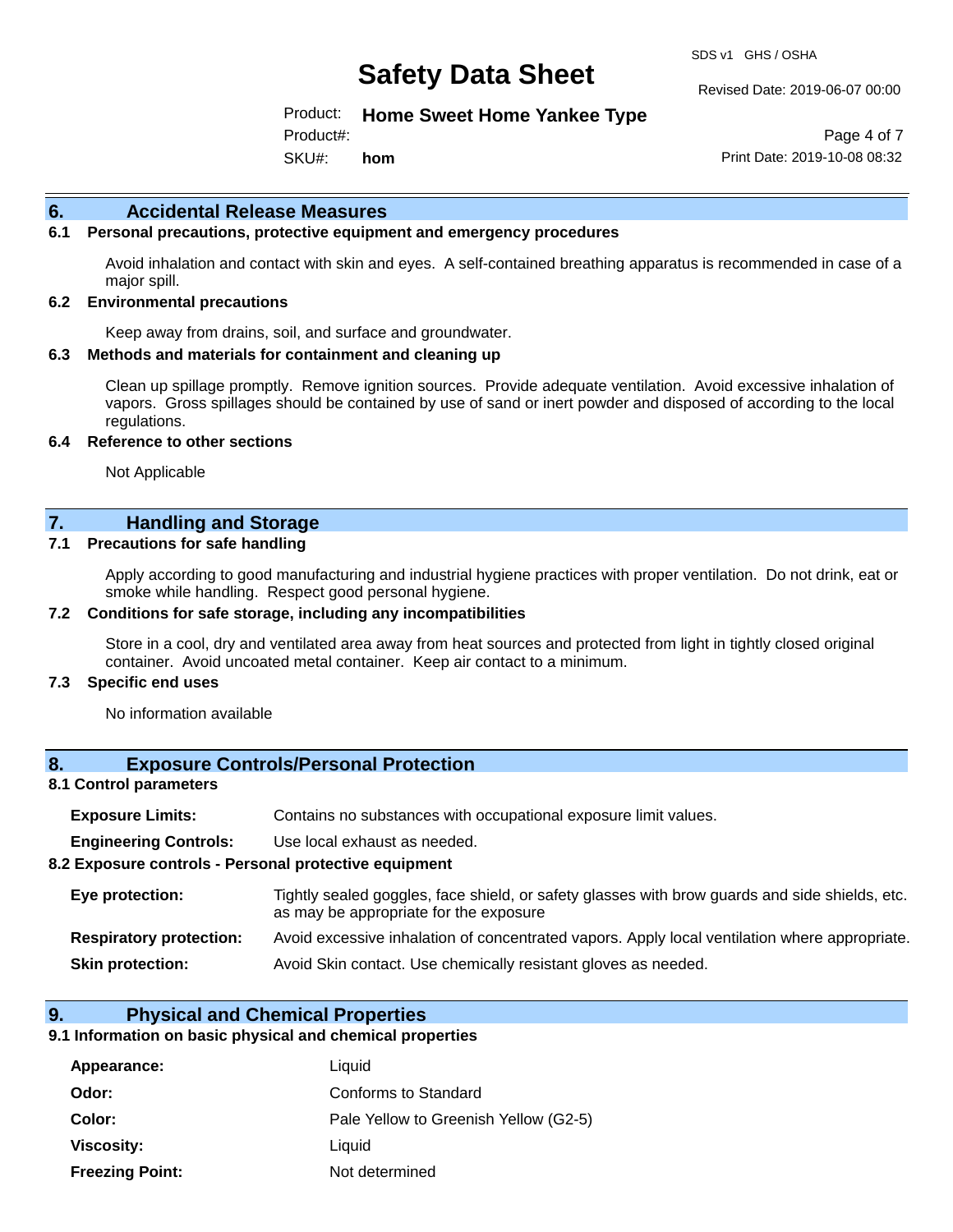## 6. Accidental Release Measures

### 6.1 Personal precautions, protective equipment and emergency procedures

Avoid inhalation and contact with skin and eyes. A self-contained breathing apparatus is recommended in case of a major spill.

### 6.2 Environmental precautions

Keep away from drains, soil, and surface and groundwater.

### 6.3 Methods and materials for containment and cleaning up

Clean up spillage promptly. Remove ignition sources. Provide adequate ventilation. Avoid excessive inhalation of vapors. Gross spillages should be contained by use of sand or inert powder and disposed of according to the local regulations.

### 6.4 Reference to other sections

Not Applicable

## 7. Handling and Storage

### 7.1 Precautions for safe handling

Apply according to good manufacturing and industrial hygiene practices with proper ventilation. Do not drink, eat or smoke while handling. Respect good personal hygiene.

### 7.2 Conditions for safe storage, including any incompatibilities

Store in a cool, dry and ventilated area away from heat sources and protected from light in tightly closed original container. Avoid uncoated metal container. Keep air contact to a minimum.

### 7.3 Specific end uses

No information available

## 8. Exposure Controls/Personal Protection

### 8.1 Control parameters

| | |
|---|---|
| **Exposure Limits:** | Contains no substances with occupational exposure limit values. |
| **Engineering Controls:** | Use local exhaust as needed. |

### 8.2 Exposure controls - Personal protective equipment

| | |
|---|---|
| **Eye protection:** | Tightly sealed goggles, face shield, or safety glasses with brow guards and side shields, etc. as may be appropriate for the exposure |
| **Respiratory protection:** | Avoid excessive inhalation of concentrated vapors. Apply local ventilation where appropriate. |
| **Skin protection:** | Avoid Skin contact. Use chemically resistant gloves as needed. |

## 9. Physical and Chemical Properties

### 9.1 Information on basic physical and chemical properties

| | |
|---|---|
| **Appearance:** | Liquid |
| **Odor:** | Conforms to Standard |
| **Color:** | Pale Yellow to Greenish Yellow (G2-5) |
| **Viscosity:** | Liquid |
| **Freezing Point:** | Not determined |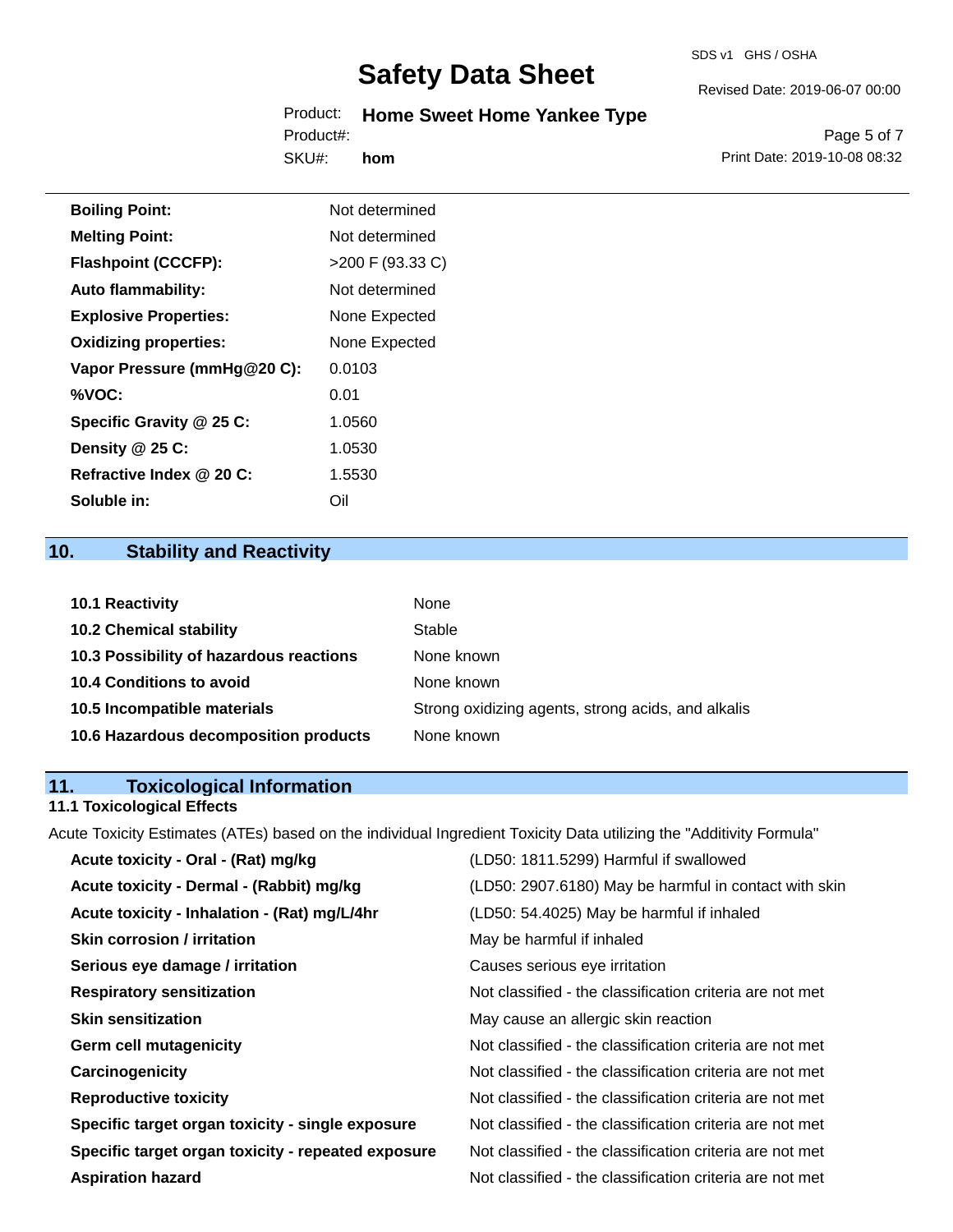| | |
|---|---|
| **Boiling Point:** | Not determined |
| **Melting Point:** | Not determined |
| **Flashpoint (CCCFP):** | >200 F (93.33 C) |
| **Auto flammability:** | Not determined |
| **Explosive Properties:** | None Expected |
| **Oxidizing properties:** | None Expected |
| **Vapor Pressure (mmHg@20 C):** | 0.0103 |
| **%VOC:** | 0.01 |
| **Specific Gravity @ 25 C:** | 1.0560 |
| **Density @ 25 C:** | 1.0530 |
| **Refractive Index @ 20 C:** | 1.5530 |
| **Soluble in:** | Oil |

## 10. Stability and Reactivity

| | |
|---|---|
| **10.1 Reactivity** | None |
| **10.2 Chemical stability** | Stable |
| **10.3 Possibility of hazardous reactions** | None known |
| **10.4 Conditions to avoid** | None known |
| **10.5 Incompatible materials** | Strong oxidizing agents, strong acids, and alkalis |
| **10.6 Hazardous decomposition products** | None known |

## 11. Toxicological Information

### 11.1 Toxicological Effects

Acute Toxicity Estimates (ATEs) based on the individual Ingredient Toxicity Data utilizing the "Additivity Formula"

| | |
|---|---|
| **Acute toxicity - Oral - (Rat) mg/kg** | (LD50: 1811.5299) Harmful if swallowed |
| **Acute toxicity - Dermal - (Rabbit) mg/kg** | (LD50: 2907.6180) May be harmful in contact with skin |
| **Acute toxicity - Inhalation - (Rat) mg/L/4hr** | (LD50: 54.4025) May be harmful if inhaled |
| **Skin corrosion / irritation** | May be harmful if inhaled |
| **Serious eye damage / irritation** | Causes serious eye irritation |
| **Respiratory sensitization** | Not classified - the classification criteria are not met |
| **Skin sensitization** | May cause an allergic skin reaction |
| **Germ cell mutagenicity** | Not classified - the classification criteria are not met |
| **Carcinogenicity** | Not classified - the classification criteria are not met |
| **Reproductive toxicity** | Not classified - the classification criteria are not met |
| **Specific target organ toxicity - single exposure** | Not classified - the classification criteria are not met |
| **Specific target organ toxicity - repeated exposure** | Not classified - the classification criteria are not met |
| **Aspiration hazard** | Not classified - the classification criteria are not met |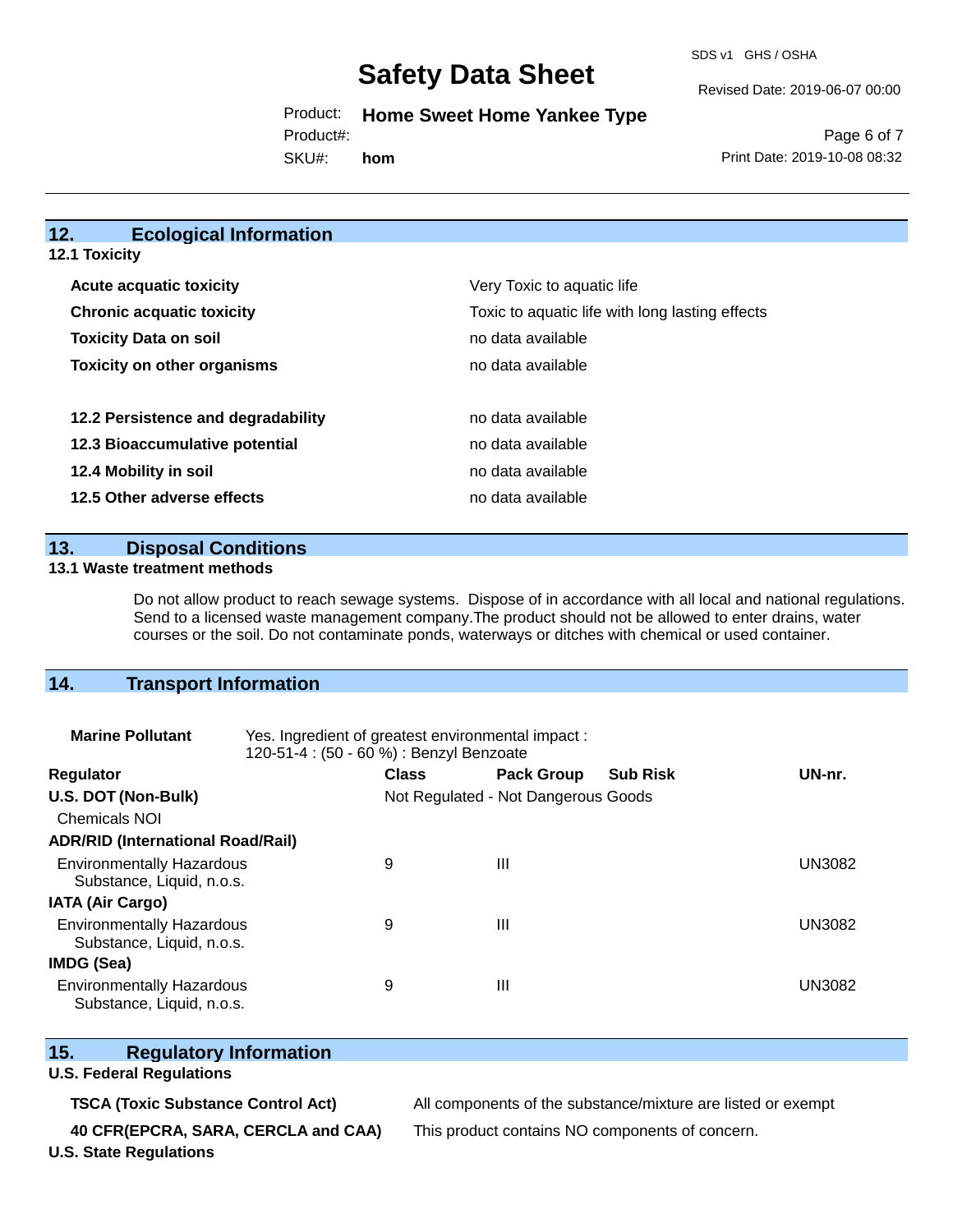## 12. Ecological Information

### 12.1 Toxicity

| | |
|---|---|
| **Acute acquatic toxicity** | Very Toxic to aquatic life |
| **Chronic acquatic toxicity** | Toxic to aquatic life with long lasting effects |
| **Toxicity Data on soil** | no data available |
| **Toxicity on other organisms** | no data available |

| | |
|---|---|
| **12.2 Persistence and degradability** | no data available |
| **12.3 Bioaccumulative potential** | no data available |
| **12.4 Mobility in soil** | no data available |
| **12.5 Other adverse effects** | no data available |

## 13. Disposal Conditions

### 13.1 Waste treatment methods

Do not allow product to reach sewage systems. Dispose of in accordance with all local and national regulations. Send to a licensed waste management company.The product should not be allowed to enter drains, water courses or the soil. Do not contaminate ponds, waterways or ditches with chemical or used container.

## 14. Transport Information

**Marine Pollutant** Yes. Ingredient of greatest environmental impact : 120-51-4 : (50 - 60 %) : Benzyl Benzoate

| Regulator | Class | Pack Group | Sub Risk | UN-nr. |
|---|---|---|---|---|
| **U.S. DOT (Non-Bulk)** | Not Regulated - Not Dangerous Goods | | | |
| Chemicals NOI | | | | |
| **ADR/RID (International Road/Rail)** | | | | |
| Environmentally Hazardous Substance, Liquid, n.o.s. | 9 | III | | UN3082 |
| **IATA (Air Cargo)** | | | | |
| Environmentally Hazardous Substance, Liquid, n.o.s. | 9 | III | | UN3082 |
| **IMDG (Sea)** | | | | |
| Environmentally Hazardous Substance, Liquid, n.o.s. | 9 | III | | UN3082 |

## 15. Regulatory Information

### U.S. Federal Regulations

| | |
|---|---|
| **TSCA (Toxic Substance Control Act)** | All components of the substance/mixture are listed or exempt |
| **40 CFR(EPCRA, SARA, CERCLA and CAA)** | This product contains NO components of concern. |

### U.S. State Regulations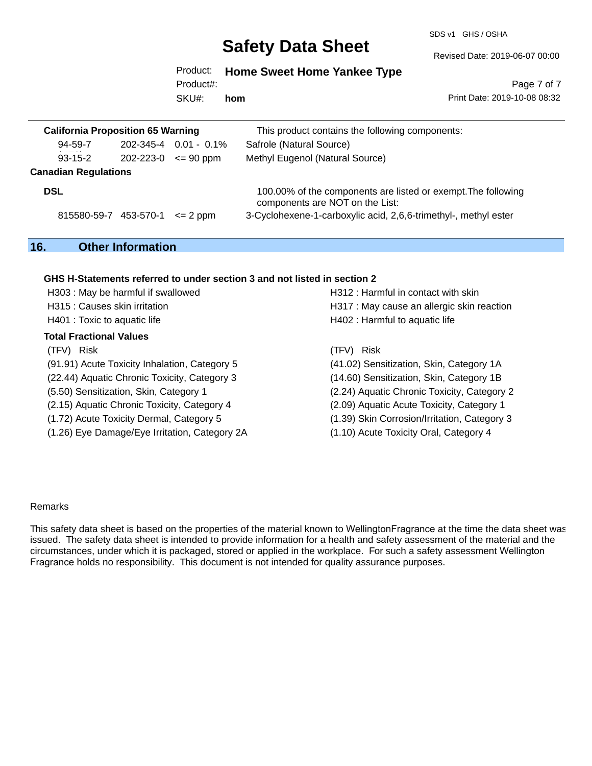**California Proposition 65 Warning** — This product contains the following components:

| | | | |
|---|---|---|---|
| 94-59-7 | 202-345-4 | 0.01 - 0.1% | Safrole (Natural Source) |
| 93-15-2 | 202-223-0 | <= 90 ppm | Methyl Eugenol (Natural Source) |

**Canadian Regulations**

**DSL** — 100.00% of the components are listed or exempt.The following components are NOT on the List:

| | | | |
|---|---|---|---|
| 815580-59-7 | 453-570-1 | <= 2 ppm | 3-Cyclohexene-1-carboxylic acid, 2,6,6-trimethyl-, methyl ester |

## 16. Other Information

**GHS H-Statements referred to under section 3 and not listed in section 2**

H303 : May be harmful if swallowed
H312 : Harmful in contact with skin
H315 : Causes skin irritation
H317 : May cause an allergic skin reaction
H401 : Toxic to aquatic life
H402 : Harmful to aquatic life

**Total Fractional Values**

| (TFV) | Risk | (TFV) | Risk |
|---|---|---|---|
| (91.91) | Acute Toxicity Inhalation, Category 5 | (41.02) | Sensitization, Skin, Category 1A |
| (22.44) | Aquatic Chronic Toxicity, Category 3 | (14.60) | Sensitization, Skin, Category 1B |
| (5.50) | Sensitization, Skin, Category 1 | (2.24) | Aquatic Chronic Toxicity, Category 2 |
| (2.15) | Aquatic Chronic Toxicity, Category 4 | (2.09) | Aquatic Acute Toxicity, Category 1 |
| (1.72) | Acute Toxicity Dermal, Category 5 | (1.39) | Skin Corrosion/Irritation, Category 3 |
| (1.26) | Eye Damage/Eye Irritation, Category 2A | (1.10) | Acute Toxicity Oral, Category 4 |

Remarks

This safety data sheet is based on the properties of the material known to WellingtonFragrance at the time the data sheet was issued. The safety data sheet is intended to provide information for a health and safety assessment of the material and the circumstances, under which it is packaged, stored or applied in the workplace. For such a safety assessment Wellington Fragrance holds no responsibility. This document is not intended for quality assurance purposes.